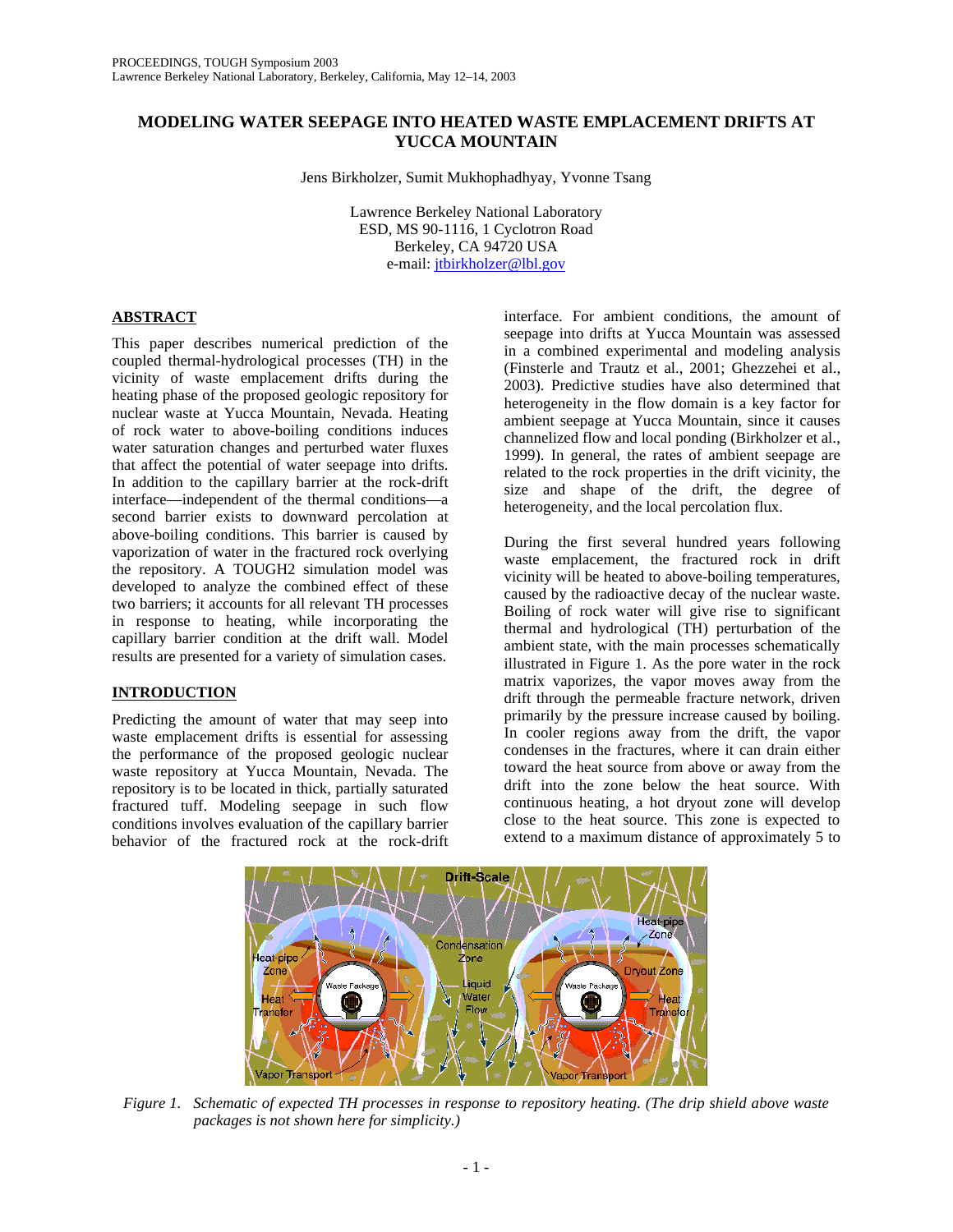# MODELING WATER SEEPAGE INTO HEATED WASTE EMPLACEMENT DRIFTS AT YUCCA MOUNTAIN

Jens Birkholzer, Sumit Mukhophadhyay, Yvonne Tsang

Lawrence Berkeley National Laboratory
ESD, MS 90-1116, 1 Cyclotron Road
Berkeley, CA 94720 USA
e-mail: jtbirkholzer@lbl.gov

## ABSTRACT

This paper describes numerical prediction of the coupled thermal-hydrological processes (TH) in the vicinity of waste emplacement drifts during the heating phase of the proposed geologic repository for nuclear waste at Yucca Mountain, Nevada. Heating of rock water to above-boiling conditions induces water saturation changes and perturbed water fluxes that affect the potential of water seepage into drifts. In addition to the capillary barrier at the rock-drift interface—independent of the thermal conditions—a second barrier exists to downward percolation at above-boiling conditions. This barrier is caused by vaporization of water in the fractured rock overlying the repository. A TOUGH2 simulation model was developed to analyze the combined effect of these two barriers; it accounts for all relevant TH processes in response to heating, while incorporating the capillary barrier condition at the drift wall. Model results are presented for a variety of simulation cases.

## INTRODUCTION

Predicting the amount of water that may seep into waste emplacement drifts is essential for assessing the performance of the proposed geologic nuclear waste repository at Yucca Mountain, Nevada. The repository is to be located in thick, partially saturated fractured tuff. Modeling seepage in such flow conditions involves evaluation of the capillary barrier behavior of the fractured rock at the rock-drift interface. For ambient conditions, the amount of seepage into drifts at Yucca Mountain was assessed in a combined experimental and modeling analysis (Finsterle and Trautz et al., 2001; Ghezzehei et al., 2003). Predictive studies have also determined that heterogeneity in the flow domain is a key factor for ambient seepage at Yucca Mountain, since it causes channelized flow and local ponding (Birkholzer et al., 1999). In general, the rates of ambient seepage are related to the rock properties in the drift vicinity, the size and shape of the drift, the degree of heterogeneity, and the local percolation flux.

During the first several hundred years following waste emplacement, the fractured rock in drift vicinity will be heated to above-boiling temperatures, caused by the radioactive decay of the nuclear waste. Boiling of rock water will give rise to significant thermal and hydrological (TH) perturbation of the ambient state, with the main processes schematically illustrated in Figure 1. As the pore water in the rock matrix vaporizes, the vapor moves away from the drift through the permeable fracture network, driven primarily by the pressure increase caused by boiling. In cooler regions away from the drift, the vapor condenses in the fractures, where it can drain either toward the heat source from above or away from the drift into the zone below the heat source. With continuous heating, a hot dryout zone will develop close to the heat source. This zone is expected to extend to a maximum distance of approximately 5 to

*Figure 1. Schematic of expected TH processes in response to repository heating. (The drip shield above waste packages is not shown here for simplicity.)*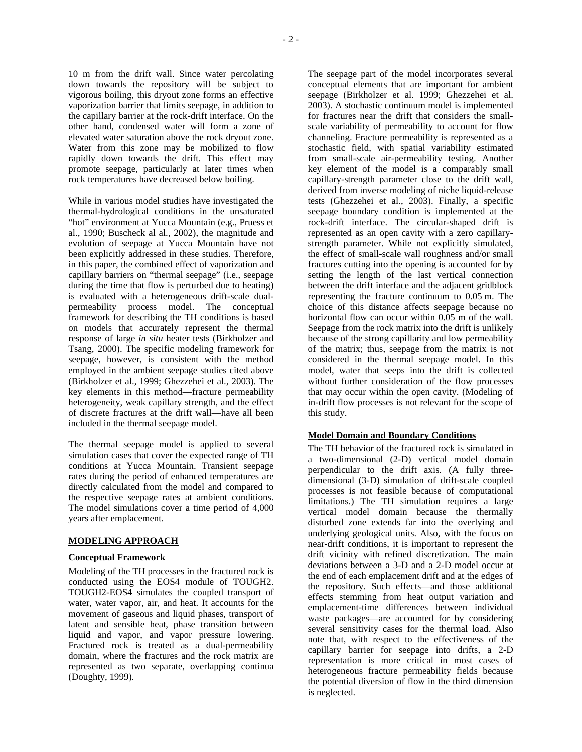10 m from the drift wall. Since water percolating down towards the repository will be subject to vigorous boiling, this dryout zone forms an effective vaporization barrier that limits seepage, in addition to the capillary barrier at the rock-drift interface. On the other hand, condensed water will form a zone of elevated water saturation above the rock dryout zone. Water from this zone may be mobilized to flow rapidly down towards the drift. This effect may promote seepage, particularly at later times when rock temperatures have decreased below boiling.

While in various model studies have investigated the thermal-hydrological conditions in the unsaturated "hot" environment at Yucca Mountain (e.g., Pruess et al., 1990; Buscheck al al., 2002), the magnitude and evolution of seepage at Yucca Mountain have not been explicitly addressed in these studies. Therefore, in this paper, the combined effect of vaporization and capillary barriers on "thermal seepage" (i.e., seepage during the time that flow is perturbed due to heating) is evaluated with a heterogeneous drift-scale dual-permeability process model. The conceptual framework for describing the TH conditions is based on models that accurately represent the thermal response of large *in situ* heater tests (Birkholzer and Tsang, 2000). The specific modeling framework for seepage, however, is consistent with the method employed in the ambient seepage studies cited above (Birkholzer et al., 1999; Ghezzehei et al., 2003). The key elements in this method—fracture permeability heterogeneity, weak capillary strength, and the effect of discrete fractures at the drift wall—have all been included in the thermal seepage model.

The thermal seepage model is applied to several simulation cases that cover the expected range of TH conditions at Yucca Mountain. Transient seepage rates during the period of enhanced temperatures are directly calculated from the model and compared to the respective seepage rates at ambient conditions. The model simulations cover a time period of 4,000 years after emplacement.

## MODELING APPROACH

### Conceptual Framework

Modeling of the TH processes in the fractured rock is conducted using the EOS4 module of TOUGH2. TOUGH2-EOS4 simulates the coupled transport of water, water vapor, air, and heat. It accounts for the movement of gaseous and liquid phases, transport of latent and sensible heat, phase transition between liquid and vapor, and vapor pressure lowering. Fractured rock is treated as a dual-permeability domain, where the fractures and the rock matrix are represented as two separate, overlapping continua (Doughty, 1999).

The seepage part of the model incorporates several conceptual elements that are important for ambient seepage (Birkholzer et al. 1999; Ghezzehei et al. 2003). A stochastic continuum model is implemented for fractures near the drift that considers the small-scale variability of permeability to account for flow channeling. Fracture permeability is represented as a stochastic field, with spatial variability estimated from small-scale air-permeability testing. Another key element of the model is a comparably small capillary-strength parameter close to the drift wall, derived from inverse modeling of niche liquid-release tests (Ghezzehei et al., 2003). Finally, a specific seepage boundary condition is implemented at the rock-drift interface. The circular-shaped drift is represented as an open cavity with a zero capillary-strength parameter. While not explicitly simulated, the effect of small-scale wall roughness and/or small fractures cutting into the opening is accounted for by setting the length of the last vertical connection between the drift interface and the adjacent gridblock representing the fracture continuum to 0.05 m. The choice of this distance affects seepage because no horizontal flow can occur within 0.05 m of the wall. Seepage from the rock matrix into the drift is unlikely because of the strong capillarity and low permeability of the matrix; thus, seepage from the matrix is not considered in the thermal seepage model. In this model, water that seeps into the drift is collected without further consideration of the flow processes that may occur within the open cavity. (Modeling of in-drift flow processes is not relevant for the scope of this study.

### Model Domain and Boundary Conditions

The TH behavior of the fractured rock is simulated in a two-dimensional (2-D) vertical model domain perpendicular to the drift axis. (A fully three-dimensional (3-D) simulation of drift-scale coupled processes is not feasible because of computational limitations.) The TH simulation requires a large vertical model domain because the thermally disturbed zone extends far into the overlying and underlying geological units. Also, with the focus on near-drift conditions, it is important to represent the drift vicinity with refined discretization. The main deviations between a 3-D and a 2-D model occur at the end of each emplacement drift and at the edges of the repository. Such effects—and those additional effects stemming from heat output variation and emplacement-time differences between individual waste packages—are accounted for by considering several sensitivity cases for the thermal load. Also note that, with respect to the effectiveness of the capillary barrier for seepage into drifts, a 2-D representation is more critical in most cases of heterogeneous fracture permeability fields because the potential diversion of flow in the third dimension is neglected.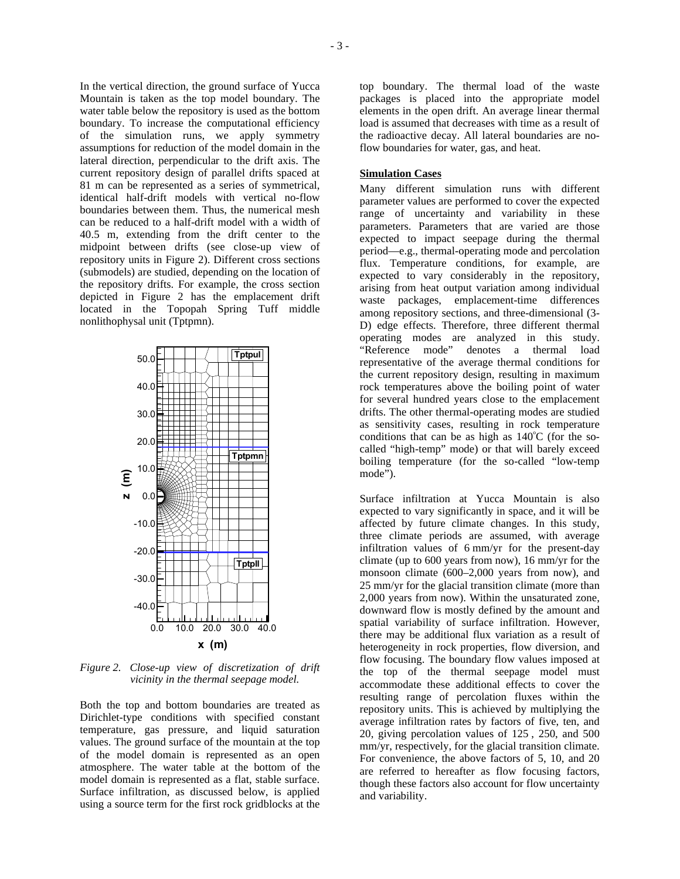In the vertical direction, the ground surface of Yucca Mountain is taken as the top model boundary. The water table below the repository is used as the bottom boundary. To increase the computational efficiency of the simulation runs, we apply symmetry assumptions for reduction of the model domain in the lateral direction, perpendicular to the drift axis. The current repository design of parallel drifts spaced at 81 m can be represented as a series of symmetrical, identical half-drift models with vertical no-flow boundaries between them. Thus, the numerical mesh can be reduced to a half-drift model with a width of 40.5 m, extending from the drift center to the midpoint between drifts (see close-up view of repository units in Figure 2). Different cross sections (submodels) are studied, depending on the location of the repository drifts. For example, the cross section depicted in Figure 2 has the emplacement drift located in the Topopah Spring Tuff middle nonlithophysal unit (Tptpmn).

*Figure 2. Close-up view of discretization of drift vicinity in the thermal seepage model.*

Both the top and bottom boundaries are treated as Dirichlet-type conditions with specified constant temperature, gas pressure, and liquid saturation values. The ground surface of the mountain at the top of the model domain is represented as an open atmosphere. The water table at the bottom of the model domain is represented as a flat, stable surface. Surface infiltration, as discussed below, is applied using a source term for the first rock gridblocks at the top boundary. The thermal load of the waste packages is placed into the appropriate model elements in the open drift. An average linear thermal load is assumed that decreases with time as a result of the radioactive decay. All lateral boundaries are no-flow boundaries for water, gas, and heat.

**Simulation Cases**

Many different simulation runs with different parameter values are performed to cover the expected range of uncertainty and variability in these parameters. Parameters that are varied are those expected to impact seepage during the thermal period—e.g., thermal-operating mode and percolation flux. Temperature conditions, for example, are expected to vary considerably in the repository, arising from heat output variation among individual waste packages, emplacement-time differences among repository sections, and three-dimensional (3-D) edge effects. Therefore, three different thermal operating modes are analyzed in this study. "Reference mode" denotes a thermal load representative of the average thermal conditions for the current repository design, resulting in maximum rock temperatures above the boiling point of water for several hundred years close to the emplacement drifts. The other thermal-operating modes are studied as sensitivity cases, resulting in rock temperature conditions that can be as high as 140°C (for the so-called "high-temp" mode) or that will barely exceed boiling temperature (for the so-called "low-temp mode").

Surface infiltration at Yucca Mountain is also expected to vary significantly in space, and it will be affected by future climate changes. In this study, three climate periods are assumed, with average infiltration values of 6 mm/yr for the present-day climate (up to 600 years from now), 16 mm/yr for the monsoon climate (600–2,000 years from now), and 25 mm/yr for the glacial transition climate (more than 2,000 years from now). Within the unsaturated zone, downward flow is mostly defined by the amount and spatial variability of surface infiltration. However, there may be additional flux variation as a result of heterogeneity in rock properties, flow diversion, and flow focusing. The boundary flow values imposed at the top of the thermal seepage model must accommodate these additional effects to cover the resulting range of percolation fluxes within the repository units. This is achieved by multiplying the average infiltration rates by factors of five, ten, and 20, giving percolation values of 125 , 250, and 500 mm/yr, respectively, for the glacial transition climate. For convenience, the above factors of 5, 10, and 20 are referred to hereafter as flow focusing factors, though these factors also account for flow uncertainty and variability.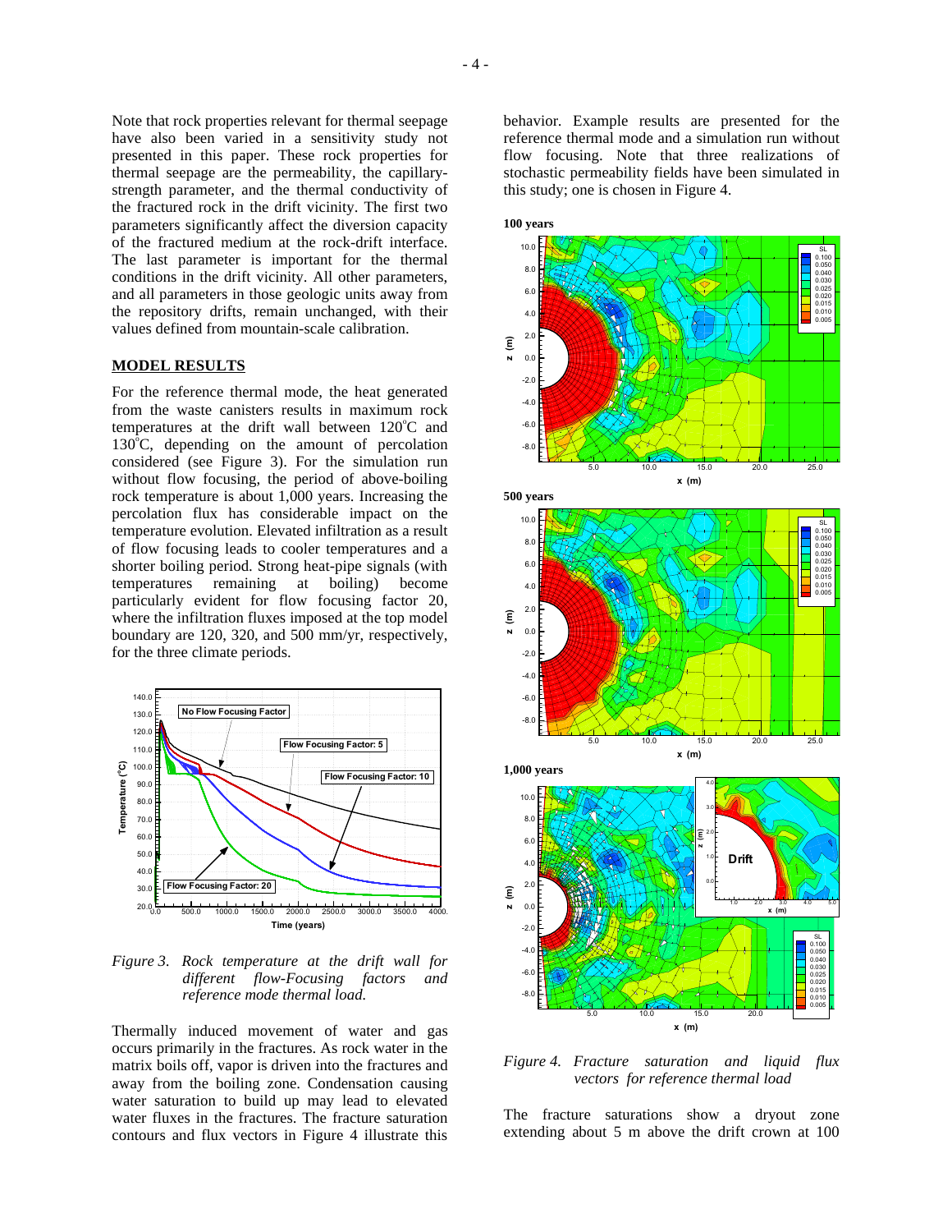Note that rock properties relevant for thermal seepage have also been varied in a sensitivity study not presented in this paper. These rock properties for thermal seepage are the permeability, the capillary-strength parameter, and the thermal conductivity of the fractured rock in the drift vicinity. The first two parameters significantly affect the diversion capacity of the fractured medium at the rock-drift interface. The last parameter is important for the thermal conditions in the drift vicinity. All other parameters, and all parameters in those geologic units away from the repository drifts, remain unchanged, with their values defined from mountain-scale calibration.

## MODEL RESULTS

For the reference thermal mode, the heat generated from the waste canisters results in maximum rock temperatures at the drift wall between 120°C and 130°C, depending on the amount of percolation considered (see Figure 3). For the simulation run without flow focusing, the period of above-boiling rock temperature is about 1,000 years. Increasing the percolation flux has considerable impact on the temperature evolution. Elevated infiltration as a result of flow focusing leads to cooler temperatures and a shorter boiling period. Strong heat-pipe signals (with temperatures remaining at boiling) become particularly evident for flow focusing factor 20, where the infiltration fluxes imposed at the top model boundary are 120, 320, and 500 mm/yr, respectively, for the three climate periods.

*Figure 3. Rock temperature at the drift wall for different flow-Focusing factors and reference mode thermal load.*

Thermally induced movement of water and gas occurs primarily in the fractures. As rock water in the matrix boils off, vapor is driven into the fractures and away from the boiling zone. Condensation causing water saturation to build up may lead to elevated water fluxes in the fractures. The fracture saturation contours and flux vectors in Figure 4 illustrate this behavior. Example results are presented for the reference thermal mode and a simulation run without flow focusing. Note that three realizations of stochastic permeability fields have been simulated in this study; one is chosen in Figure 4.

*Figure 4. Fracture saturation and liquid flux vectors for reference thermal load*

The fracture saturations show a dryout zone extending about 5 m above the drift crown at 100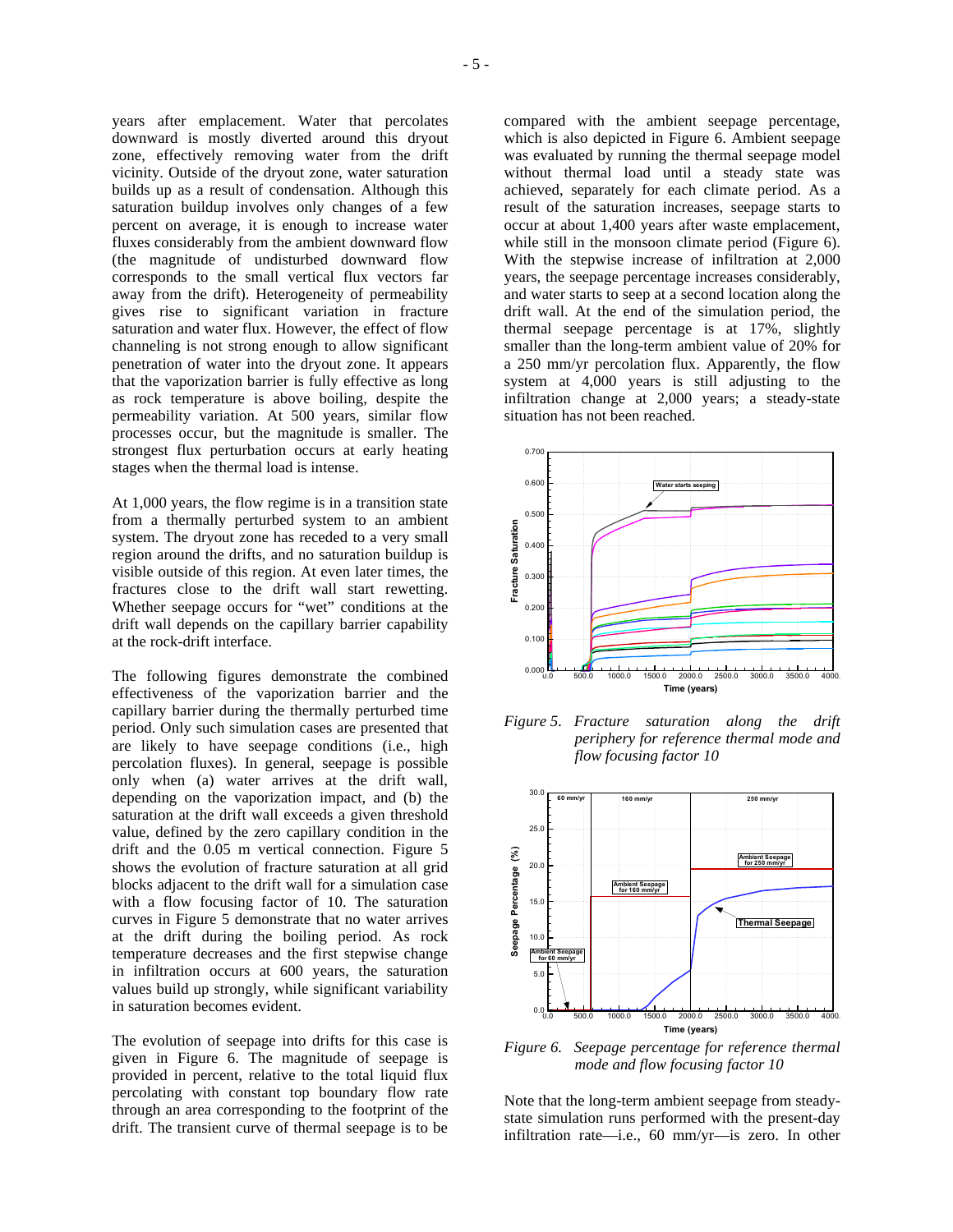years after emplacement. Water that percolates downward is mostly diverted around this dryout zone, effectively removing water from the drift vicinity. Outside of the dryout zone, water saturation builds up as a result of condensation. Although this saturation buildup involves only changes of a few percent on average, it is enough to increase water fluxes considerably from the ambient downward flow (the magnitude of undisturbed downward flow corresponds to the small vertical flux vectors far away from the drift). Heterogeneity of permeability gives rise to significant variation in fracture saturation and water flux. However, the effect of flow channeling is not strong enough to allow significant penetration of water into the dryout zone. It appears that the vaporization barrier is fully effective as long as rock temperature is above boiling, despite the permeability variation. At 500 years, similar flow processes occur, but the magnitude is smaller. The strongest flux perturbation occurs at early heating stages when the thermal load is intense.

At 1,000 years, the flow regime is in a transition state from a thermally perturbed system to an ambient system. The dryout zone has receded to a very small region around the drifts, and no saturation buildup is visible outside of this region. At even later times, the fractures close to the drift wall start rewetting. Whether seepage occurs for "wet" conditions at the drift wall depends on the capillary barrier capability at the rock-drift interface.

The following figures demonstrate the combined effectiveness of the vaporization barrier and the capillary barrier during the thermally perturbed time period. Only such simulation cases are presented that are likely to have seepage conditions (i.e., high percolation fluxes). In general, seepage is possible only when (a) water arrives at the drift wall, depending on the vaporization impact, and (b) the saturation at the drift wall exceeds a given threshold value, defined by the zero capillary condition in the drift and the 0.05 m vertical connection. Figure 5 shows the evolution of fracture saturation at all grid blocks adjacent to the drift wall for a simulation case with a flow focusing factor of 10. The saturation curves in Figure 5 demonstrate that no water arrives at the drift during the boiling period. As rock temperature decreases and the first stepwise change in infiltration occurs at 600 years, the saturation values build up strongly, while significant variability in saturation becomes evident.

The evolution of seepage into drifts for this case is given in Figure 6. The magnitude of seepage is provided in percent, relative to the total liquid flux percolating with constant top boundary flow rate through an area corresponding to the footprint of the drift. The transient curve of thermal seepage is to be compared with the ambient seepage percentage, which is also depicted in Figure 6. Ambient seepage was evaluated by running the thermal seepage model without thermal load until a steady state was achieved, separately for each climate period. As a result of the saturation increases, seepage starts to occur at about 1,400 years after waste emplacement, while still in the monsoon climate period (Figure 6). With the stepwise increase of infiltration at 2,000 years, the seepage percentage increases considerably, and water starts to seep at a second location along the drift wall. At the end of the simulation period, the thermal seepage percentage is at 17%, slightly smaller than the long-term ambient value of 20% for a 250 mm/yr percolation flux. Apparently, the flow system at 4,000 years is still adjusting to the infiltration change at 2,000 years; a steady-state situation has not been reached.

*Figure 5. Fracture saturation along the drift periphery for reference thermal mode and flow focusing factor 10*

*Figure 6. Seepage percentage for reference thermal mode and flow focusing factor 10*

Note that the long-term ambient seepage from steady-state simulation runs performed with the present-day infiltration rate—i.e., 60 mm/yr—is zero. In other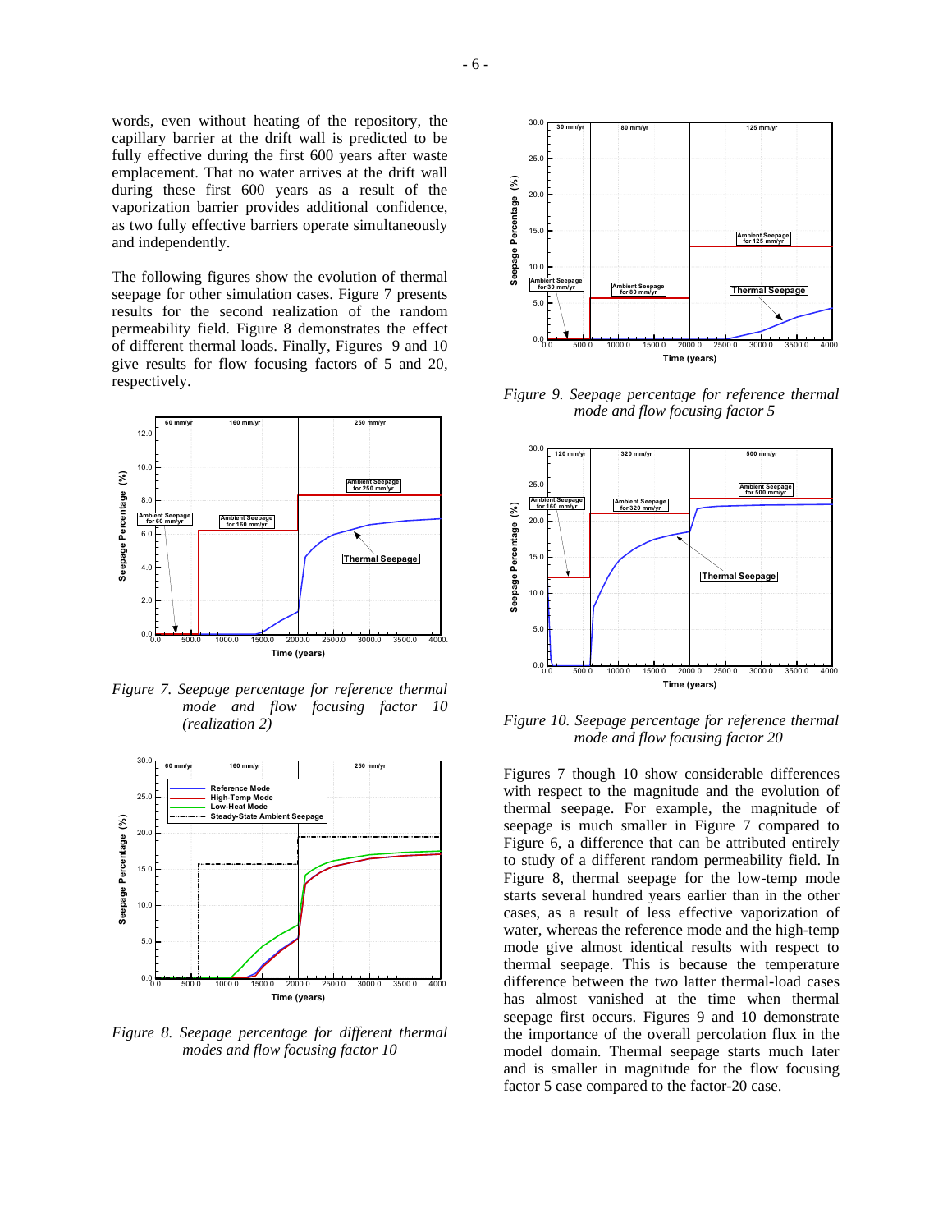words, even without heating of the repository, the capillary barrier at the drift wall is predicted to be fully effective during the first 600 years after waste emplacement. That no water arrives at the drift wall during these first 600 years as a result of the vaporization barrier provides additional confidence, as two fully effective barriers operate simultaneously and independently.

The following figures show the evolution of thermal seepage for other simulation cases. Figure 7 presents results for the second realization of the random permeability field. Figure 8 demonstrates the effect of different thermal loads. Finally, Figures 9 and 10 give results for flow focusing factors of 5 and 20, respectively.

*Figure 7. Seepage percentage for reference thermal mode and flow focusing factor 10 (realization 2)*

*Figure 8. Seepage percentage for different thermal modes and flow focusing factor 10*

*Figure 9. Seepage percentage for reference thermal mode and flow focusing factor 5*

*Figure 10. Seepage percentage for reference thermal mode and flow focusing factor 20*

Figures 7 though 10 show considerable differences with respect to the magnitude and the evolution of thermal seepage. For example, the magnitude of seepage is much smaller in Figure 7 compared to Figure 6, a difference that can be attributed entirely to study of a different random permeability field. In Figure 8, thermal seepage for the low-temp mode starts several hundred years earlier than in the other cases, as a result of less effective vaporization of water, whereas the reference mode and the high-temp mode give almost identical results with respect to thermal seepage. This is because the temperature difference between the two latter thermal-load cases has almost vanished at the time when thermal seepage first occurs. Figures 9 and 10 demonstrate the importance of the overall percolation flux in the model domain. Thermal seepage starts much later and is smaller in magnitude for the flow focusing factor 5 case compared to the factor-20 case.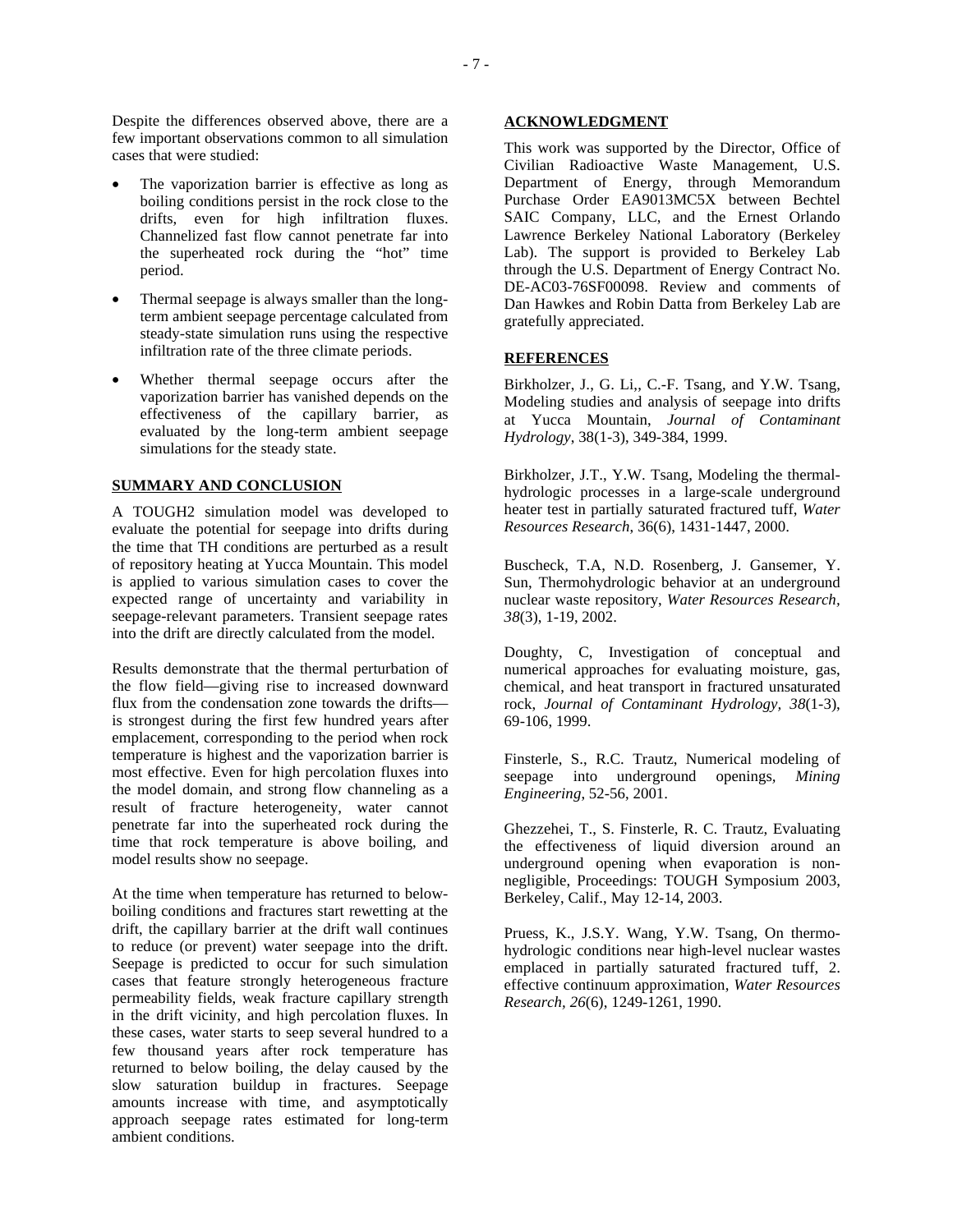Despite the differences observed above, there are a few important observations common to all simulation cases that were studied:

- The vaporization barrier is effective as long as boiling conditions persist in the rock close to the drifts, even for high infiltration fluxes. Channelized fast flow cannot penetrate far into the superheated rock during the "hot" time period.
- Thermal seepage is always smaller than the long-term ambient seepage percentage calculated from steady-state simulation runs using the respective infiltration rate of the three climate periods.
- Whether thermal seepage occurs after the vaporization barrier has vanished depends on the effectiveness of the capillary barrier, as evaluated by the long-term ambient seepage simulations for the steady state.

## SUMMARY AND CONCLUSION

A TOUGH2 simulation model was developed to evaluate the potential for seepage into drifts during the time that TH conditions are perturbed as a result of repository heating at Yucca Mountain. This model is applied to various simulation cases to cover the expected range of uncertainty and variability in seepage-relevant parameters. Transient seepage rates into the drift are directly calculated from the model.

Results demonstrate that the thermal perturbation of the flow field—giving rise to increased downward flux from the condensation zone towards the drifts—is strongest during the first few hundred years after emplacement, corresponding to the period when rock temperature is highest and the vaporization barrier is most effective. Even for high percolation fluxes into the model domain, and strong flow channeling as a result of fracture heterogeneity, water cannot penetrate far into the superheated rock during the time that rock temperature is above boiling, and model results show no seepage.

At the time when temperature has returned to below-boiling conditions and fractures start rewetting at the drift, the capillary barrier at the drift wall continues to reduce (or prevent) water seepage into the drift. Seepage is predicted to occur for such simulation cases that feature strongly heterogeneous fracture permeability fields, weak fracture capillary strength in the drift vicinity, and high percolation fluxes. In these cases, water starts to seep several hundred to a few thousand years after rock temperature has returned to below boiling, the delay caused by the slow saturation buildup in fractures. Seepage amounts increase with time, and asymptotically approach seepage rates estimated for long-term ambient conditions.

## ACKNOWLEDGMENT

This work was supported by the Director, Office of Civilian Radioactive Waste Management, U.S. Department of Energy, through Memorandum Purchase Order EA9013MC5X between Bechtel SAIC Company, LLC, and the Ernest Orlando Lawrence Berkeley National Laboratory (Berkeley Lab). The support is provided to Berkeley Lab through the U.S. Department of Energy Contract No. DE-AC03-76SF00098. Review and comments of Dan Hawkes and Robin Datta from Berkeley Lab are gratefully appreciated.

## REFERENCES

Birkholzer, J., G. Li,, C.-F. Tsang, and Y.W. Tsang, Modeling studies and analysis of seepage into drifts at Yucca Mountain, *Journal of Contaminant Hydrology*, 38(1-3), 349-384, 1999.

Birkholzer, J.T., Y.W. Tsang, Modeling the thermal-hydrologic processes in a large-scale underground heater test in partially saturated fractured tuff, *Water Resources Research*, 36(6), 1431-1447, 2000.

Buscheck, T.A, N.D. Rosenberg, J. Gansemer, Y. Sun, Thermohydrologic behavior at an underground nuclear waste repository, *Water Resources Research, 38*(3), 1-19, 2002.

Doughty, C, Investigation of conceptual and numerical approaches for evaluating moisture, gas, chemical, and heat transport in fractured unsaturated rock, *Journal of Contaminant Hydrology, 38*(1-3), 69-106, 1999.

Finsterle, S., R.C. Trautz, Numerical modeling of seepage into underground openings, *Mining Engineering*, 52-56, 2001.

Ghezzehei, T., S. Finsterle, R. C. Trautz, Evaluating the effectiveness of liquid diversion around an underground opening when evaporation is non-negligible, Proceedings: TOUGH Symposium 2003, Berkeley, Calif., May 12-14, 2003.

Pruess, K., J.S.Y. Wang, Y.W. Tsang, On thermo-hydrologic conditions near high-level nuclear wastes emplaced in partially saturated fractured tuff, 2. effective continuum approximation, *Water Resources Research, 26*(6), 1249-1261, 1990.